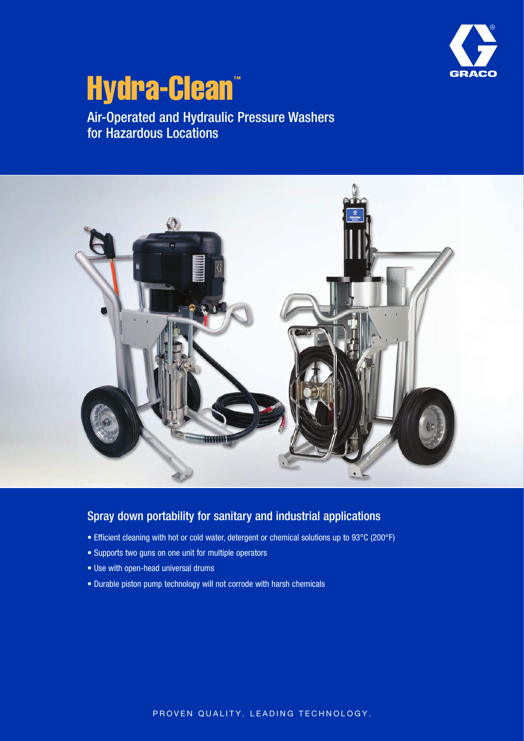# Hydra-Clean™

## Air-Operated and Hydraulic Pressure Washers for Hazardous Locations

### Spray down portability for sanitary and industrial applications

- Efficient cleaning with hot or cold water, detergent or chemical solutions up to 93°C (200°F)
- Supports two guns on one unit for multiple operators
- Use with open-head universal drums
- Durable piston pump technology will not corrode with harsh chemicals

PROVEN QUALITY. LEADING TECHNOLOGY.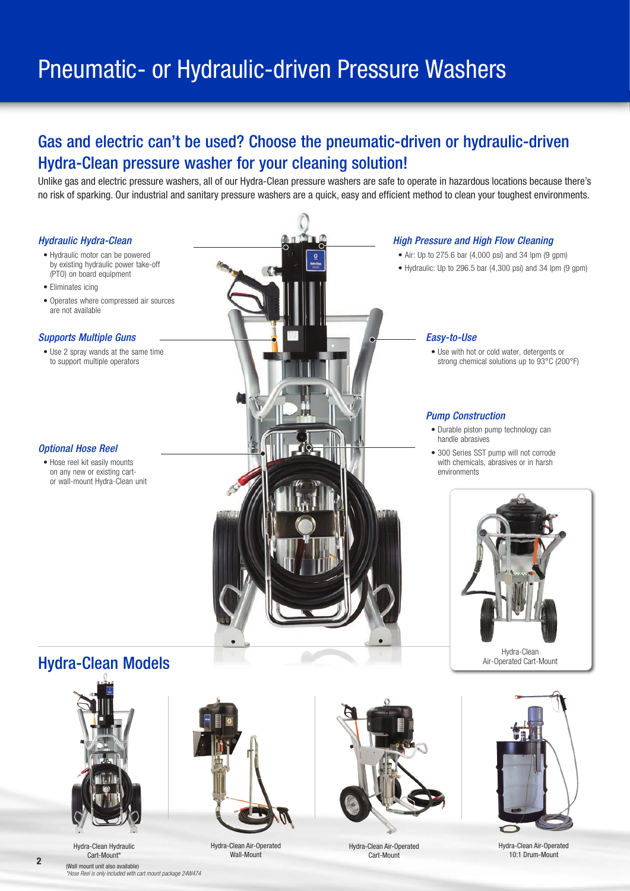# Pneumatic- or Hydraulic-driven Pressure Washers

## Gas and electric can't be used? Choose the pneumatic-driven or hydraulic-driven Hydra-Clean pressure washer for your cleaning solution!

Unlike gas and electric pressure washers, all of our Hydra-Clean pressure washers are safe to operate in hazardous locations because there's no risk of sparking. Our industrial and sanitary pressure washers are a quick, easy and efficient method to clean your toughest environments.

### *Hydraulic Hydra-Clean*

- Hydraulic motor can be powered by existing hydraulic power take-off (PTO) on board equipment
- Eliminates icing
- Operates where compressed air sources are not available

### *Supports Multiple Guns*

- Use 2 spray wands at the same time to support multiple operators

### *Optional Hose Reel*

- Hose reel kit easily mounts on any new or existing cart- or wall-mount Hydra-Clean unit

### *High Pressure and High Flow Cleaning*

- Air: Up to 275.6 bar (4,000 psi) and 34 lpm (9 gpm)
- Hydraulic: Up to 296.5 bar (4,300 psi) and 34 lpm (9 gpm)

### *Easy-to-Use*

- Use with hot or cold water, detergents or strong chemical solutions up to 93°C (200°F)

### *Pump Construction*

- Durable piston pump technology can handle abrasives
- 300 Series SST pump will not corrode with chemicals, abrasives or in harsh environments

Hydra-Clean Air-Operated Cart-Mount

## Hydra-Clean Models

Hydra-Clean Hydraulic Cart-Mount*
(Wall mount unit also available)
*Hose Reel is only included with cart mount package 24W474*

Hydra-Clean Air-Operated Wall-Mount

Hydra-Clean Air-Operated Cart-Mount

Hydra-Clean Air-Operated 10:1 Drum-Mount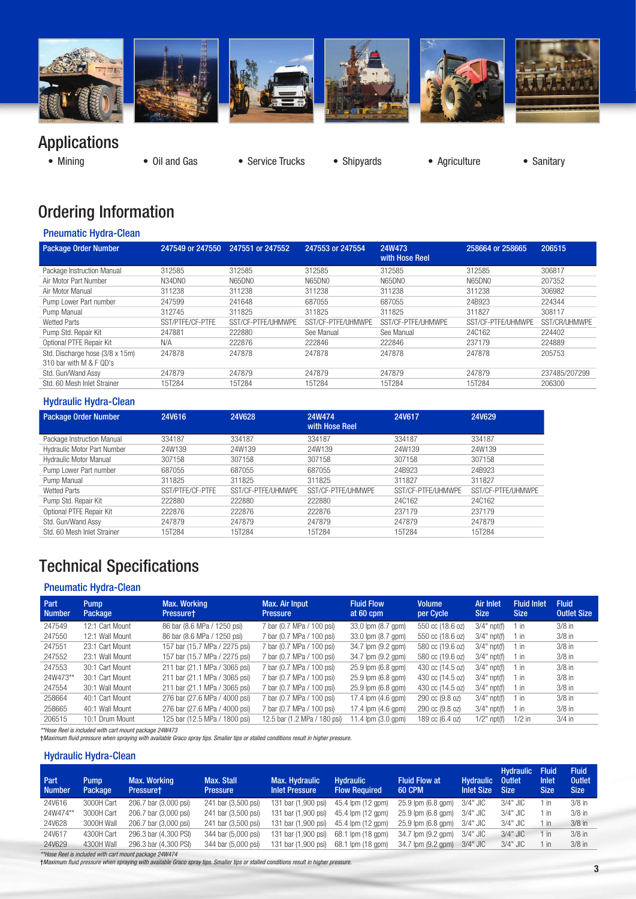# Applications

- Mining
- Oil and Gas
- Service Trucks
- Shipyards
- Agriculture
- Sanitary

# Ordering Information

## Pneumatic Hydra-Clean

| Package Order Number | 247549 or 247550 | 247551 or 247552 | 247553 or 247554 | 24W473 with Hose Reel | 258664 or 258665 | 206515 |
|---|---|---|---|---|---|---|
| Package Instruction Manual | 312585 | 312585 | 312585 | 312585 | 312585 | 306817 |
| Air Motor Part Number | N34DN0 | N65DN0 | N65DN0 | N65DN0 | N65DN0 | 207352 |
| Air Motor Manual | 311238 | 311238 | 311238 | 311238 | 311238 | 306982 |
| Pump Lower Part number | 247599 | 241648 | 687055 | 687055 | 24B923 | 224344 |
| Pump Manual | 312745 | 311825 | 311825 | 311825 | 311827 | 308117 |
| Wetted Parts | SST/PTFE/CF-PTFE | SST/CF-PTFE/UHMWPE | SST/CF-PTFE/UHMWPE | SST/CF-PTFE/UHMWPE | SST/CF-PTFE/UHMWPE | SST/CR/UHMWPE |
| Pump Std. Repair Kit | 247881 | 222880 | See Manual | See Manual | 24C162 | 224402 |
| Optional PTFE Repair Kit | N/A | 222876 | 222846 | 222846 | 237179 | 224889 |
| Std. Discharge hose (3/8 x 15m) 310 bar with M & F QD's | 247878 | 247878 | 247878 | 247878 | 247878 | 205753 |
| Std. Gun/Wand Assy | 247879 | 247879 | 247879 | 247879 | 247879 | 237485/207299 |
| Std. 60 Mesh Inlet Strainer | 15T284 | 15T284 | 15T284 | 15T284 | 15T284 | 206300 |

## Hydraulic Hydra-Clean

| Package Order Number | 24V616 | 24V628 | 24W474 with Hose Reel | 24V617 | 24V629 |
|---|---|---|---|---|---|
| Package Instruction Manual | 334187 | 334187 | 334187 | 334187 | 334187 |
| Hydraulic Motor Part Number | 24W139 | 24W139 | 24W139 | 24W139 | 24W139 |
| Hydraulic Motor Manual | 307158 | 307158 | 307158 | 307158 | 307158 |
| Pump Lower Part number | 687055 | 687055 | 687055 | 24B923 | 24B923 |
| Pump Manual | 311825 | 311825 | 311825 | 311827 | 311827 |
| Wetted Parts | SST/PTFE/CF-PTFE | SST/CF-PTFE/UHMWPE | SST/CF-PTFE/UHMWPE | SST/CF-PTFE/UHMWPE | SST/CF-PTFE/UHMWPE |
| Pump Std. Repair Kit | 222880 | 222880 | 222880 | 24C162 | 24C162 |
| Optional PTFE Repair Kit | 222876 | 222876 | 222876 | 237179 | 237179 |
| Std. Gun/Wand Assy | 247879 | 247879 | 247879 | 247879 | 247879 |
| Std. 60 Mesh Inlet Strainer | 15T284 | 15T284 | 15T284 | 15T284 | 15T284 |

# Technical Specifications

## Pneumatic Hydra-Clean

| Part Number | Pump Package | Max. Working Pressure† | Max. Air Input Pressure | Fluid Flow at 60 cpm | Volume per Cycle | Air Inlet Size | Fluid Inlet Size | Fluid Outlet Size |
|---|---|---|---|---|---|---|---|---|
| 247549 | 12:1 Cart Mount | 86 bar (8.6 MPa / 1250 psi) | 7 bar (0.7 MPa / 100 psi) | 33.0 lpm (8.7 gpm) | 550 cc (18.6 oz) | 3/4" npt(f) | 1 in | 3/8 in |
| 247550 | 12:1 Wall Mount | 86 bar (8.6 MPa / 1250 psi) | 7 bar (0.7 MPa / 100 psi) | 33.0 lpm (8.7 gpm) | 550 cc (18.6 oz) | 3/4" npt(f) | 1 in | 3/8 in |
| 247551 | 23:1 Cart Mount | 157 bar (15.7 MPa / 2275 psi) | 7 bar (0.7 MPa / 100 psi) | 34.7 lpm (9.2 gpm) | 580 cc (19.6 oz) | 3/4" npt(f) | 1 in | 3/8 in |
| 247552 | 23:1 Wall Mount | 157 bar (15.7 MPa / 2275 psi) | 7 bar (0.7 MPa / 100 psi) | 34.7 lpm (9.2 gpm) | 580 cc (19.6 oz) | 3/4" npt(f) | 1 in | 3/8 in |
| 247553 | 30:1 Cart Mount | 211 bar (21.1 MPa / 3065 psi) | 7 bar (0.7 MPa / 100 psi) | 25.9 lpm (6.8 gpm) | 430 cc (14.5 oz) | 3/4" npt(f) | 1 in | 3/8 in |
| 24W473** | 30:1 Cart Mount | 211 bar (21.1 MPa / 3065 psi) | 7 bar (0.7 MPa / 100 psi) | 25.9 lpm (6.8 gpm) | 430 cc (14.5 oz) | 3/4" npt(f) | 1 in | 3/8 in |
| 247554 | 30:1 Wall Mount | 211 bar (21.1 MPa / 3065 psi) | 7 bar (0.7 MPa / 100 psi) | 25.9 lpm (6.8 gpm) | 430 cc (14.5 oz) | 3/4" npt(f) | 1 in | 3/8 in |
| 258664 | 40:1 Cart Mount | 276 bar (27.6 MPa / 4000 psi) | 7 bar (0.7 MPa / 100 psi) | 17.4 lpm (4.6 gpm) | 290 cc (9.8 oz) | 3/4" npt(f) | 1 in | 3/8 in |
| 258665 | 40:1 Wall Mount | 276 bar (27.6 MPa / 4000 psi) | 7 bar (0.7 MPa / 100 psi) | 17.4 lpm (4.6 gpm) | 290 cc (9.8 oz) | 3/4" npt(f) | 1 in | 3/8 in |
| 206515 | 10:1 Drum Mount | 125 bar (12.5 MPa / 1800 psi) | 12.5 bar (1.2 MPa / 180 psi) | 11.4 lpm (3.0 gpm) | 189 cc (6.4 oz) | 1/2" npt(f) | 1/2 in | 3/4 in |

*\*\*Hose Reel is included with cart mount package 24W473*

*†Maximum fluid pressure when spraying with available Graco spray tips. Smaller tips or stalled conditions result in higher pressure.*

## Hydraulic Hydra-Clean

| Part Number | Pump Package | Max. Working Pressure† | Max. Stall Pressure | Max. Hydraulic Inlet Pressure | Hydraulic Flow Required | Fluid Flow at 60 CPM | Hydraulic Inlet Size | Hydraulic Outlet Size | Fluid Inlet Size | Fluid Outlet Size |
|---|---|---|---|---|---|---|---|---|---|---|
| 24V616 | 3000H Cart | 206.7 bar (3,000 psi) | 241 bar (3,500 psi) | 131 bar (1,900 psi) | 45.4 lpm (12 gpm) | 25.9 lpm (6.8 gpm) | 3/4" JIC | 3/4" JIC | 1 in | 3/8 in |
| 24W474** | 3000H Cart | 206.7 bar (3,000 psi) | 241 bar (3,500 psi) | 131 bar (1,900 psi) | 45.4 lpm (12 gpm) | 25.9 lpm (6.8 gpm) | 3/4" JIC | 3/4" JIC | 1 in | 3/8 in |
| 24V628 | 3000H Wall | 206.7 bar (3,000 psi) | 241 bar (3,500 psi) | 131 bar (1,900 psi) | 45.4 lpm (12 gpm) | 25.9 lpm (6.8 gpm) | 3/4" JIC | 3/4" JIC | 1 in | 3/8 in |
| 24V617 | 4300H Cart | 296.3 bar (4,300 PSI) | 344 bar (5,000 psi) | 131 bar (1,900 psi) | 68.1 lpm (18 gpm) | 34.7 lpm (9.2 gpm) | 3/4" JIC | 3/4" JIC | 1 in | 3/8 in |
| 24V629 | 4300H Wall | 296.3 bar (4,300 PSI) | 344 bar (5,000 psi) | 131 bar (1,900 psi) | 68.1 lpm (18 gpm) | 34.7 lpm (9.2 gpm) | 3/4" JIC | 3/4" JIC | 1 in | 3/8 in |

*\*\*Hose Reel is included with cart mount package 24W474*

*†Maximum fluid pressure when spraying with available Graco spray tips. Smaller tips or stalled conditions result in higher pressure.*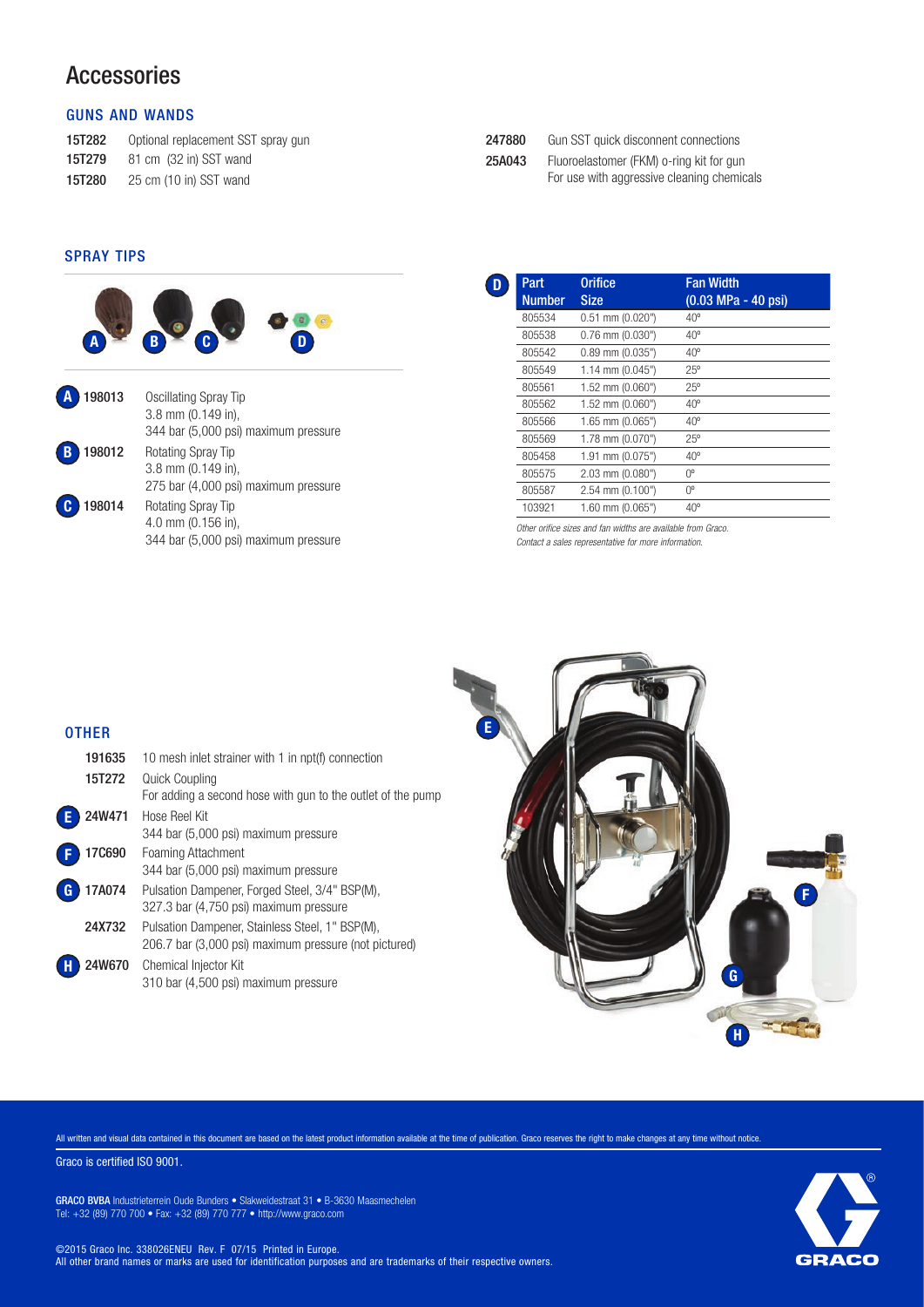# Accessories

## GUNS AND WANDS

**15T282** Optional replacement SST spray gun

**15T279** 81 cm (32 in) SST wand

**15T280** 25 cm (10 in) SST wand

**247880** Gun SST quick disconnect connections

**25A043** Fluoroelastomer (FKM) o-ring kit for gun
For use with aggressive cleaning chemicals

## SPRAY TIPS

**A 198013** Oscillating Spray Tip
3.8 mm (0.149 in),
344 bar (5,000 psi) maximum pressure

**B 198012** Rotating Spray Tip
3.8 mm (0.149 in),
275 bar (4,000 psi) maximum pressure

**C 198014** Rotating Spray Tip
4.0 mm (0.156 in),
344 bar (5,000 psi) maximum pressure

**D**

| Part Number | Orifice Size | Fan Width (0.03 MPa - 40 psi) |
|---|---|---|
| 805534 | 0.51 mm (0.020") | 40º |
| 805538 | 0.76 mm (0.030") | 40º |
| 805542 | 0.89 mm (0.035") | 40º |
| 805549 | 1.14 mm (0.045") | 25º |
| 805561 | 1.52 mm (0.060") | 25º |
| 805562 | 1.52 mm (0.060") | 40º |
| 805566 | 1.65 mm (0.065") | 40º |
| 805569 | 1.78 mm (0.070") | 25º |
| 805458 | 1.91 mm (0.075") | 40º |
| 805575 | 2.03 mm (0.080") | 0º |
| 805587 | 2.54 mm (0.100") | 0º |
| 103921 | 1.60 mm (0.065") | 40º |

*Other orifice sizes and fan widths are available from Graco.*
*Contact a sales representative for more information.*

## OTHER

**191635** 10 mesh inlet strainer with 1 in npt(f) connection

**15T272** Quick Coupling
For adding a second hose with gun to the outlet of the pump

**E 24W471** Hose Reel Kit
344 bar (5,000 psi) maximum pressure

**F 17C690** Foaming Attachment
344 bar (5,000 psi) maximum pressure

**G 17A074** Pulsation Dampener, Forged Steel, 3/4" BSP(M),
327.3 bar (4,750 psi) maximum pressure

**24X732** Pulsation Dampener, Stainless Steel, 1" BSP(M),
206.7 bar (3,000 psi) maximum pressure (not pictured)

**H 24W670** Chemical Injector Kit
310 bar (4,500 psi) maximum pressure

All written and visual data contained in this document are based on the latest product information available at the time of publication. Graco reserves the right to make changes at any time without notice.

Graco is certified ISO 9001.

**GRACO BVBA** Industrieterrein Oude Bunders • Slakweidestraat 31 • B-3630 Maasmechelen
Tel: +32 (89) 770 700 • Fax: +32 (89) 770 777 • http://www.graco.com

©2015 Graco Inc. 338026ENEU Rev. F 07/15 Printed in Europe.
All other brand names or marks are used for identification purposes and are trademarks of their respective owners.